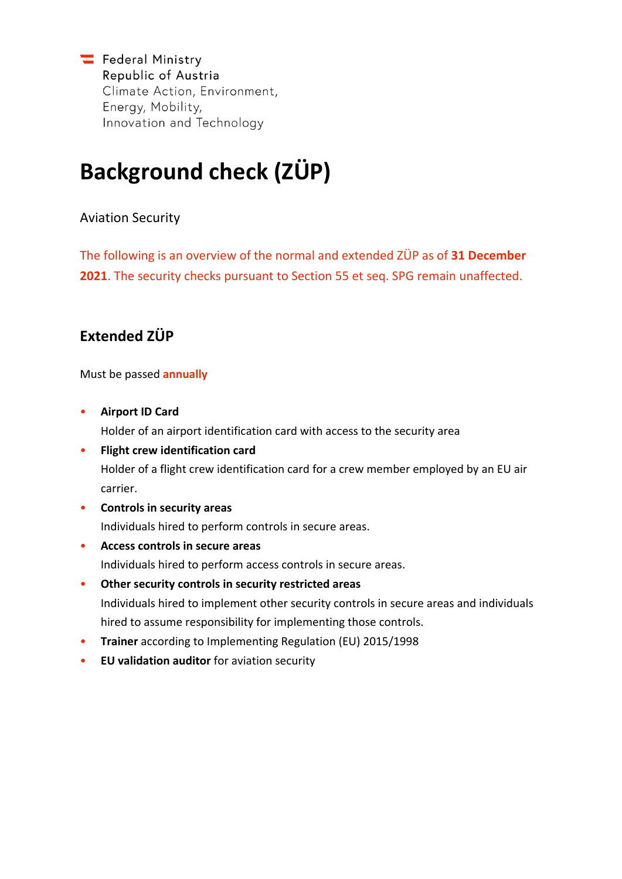Federal Ministry
Republic of Austria
Climate Action, Environment,
Energy, Mobility,
Innovation and Technology

# Background check (ZÜP)

Aviation Security

The following is an overview of the normal and extended ZÜP as of **31 December 2021**. The security checks pursuant to Section 55 et seq. SPG remain unaffected.

## Extended ZÜP

Must be passed **annually**

- **Airport ID Card**
  Holder of an airport identification card with access to the security area
- **Flight crew identification card**
  Holder of a flight crew identification card for a crew member employed by an EU air carrier.
- **Controls in security areas**
  Individuals hired to perform controls in secure areas.
- **Access controls in secure areas**
  Individuals hired to perform access controls in secure areas.
- **Other security controls in security restricted areas**
  Individuals hired to implement other security controls in secure areas and individuals hired to assume responsibility for implementing those controls.
- **Trainer** according to Implementing Regulation (EU) 2015/1998
- **EU validation auditor** for aviation security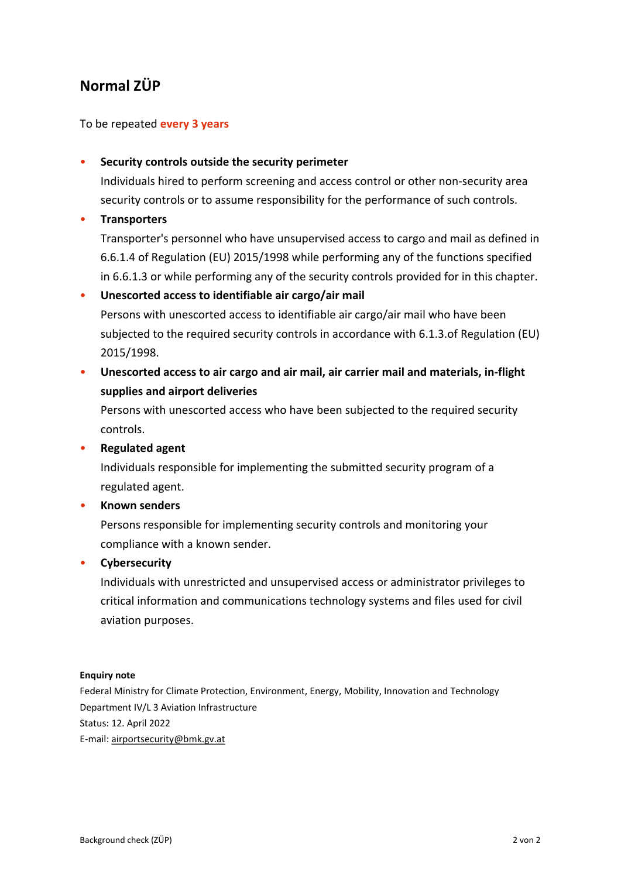## Normal ZÜP

To be repeated **every 3 years**

- **Security controls outside the security perimeter**
  Individuals hired to perform screening and access control or other non-security area security controls or to assume responsibility for the performance of such controls.
- **Transporters**
  Transporter's personnel who have unsupervised access to cargo and mail as defined in 6.6.1.4 of Regulation (EU) 2015/1998 while performing any of the functions specified in 6.6.1.3 or while performing any of the security controls provided for in this chapter.
- **Unescorted access to identifiable air cargo/air mail**
  Persons with unescorted access to identifiable air cargo/air mail who have been subjected to the required security controls in accordance with 6.1.3.of Regulation (EU) 2015/1998.
- **Unescorted access to air cargo and air mail, air carrier mail and materials, in-flight supplies and airport deliveries**
  Persons with unescorted access who have been subjected to the required security controls.
- **Regulated agent**
  Individuals responsible for implementing the submitted security program of a regulated agent.
- **Known senders**
  Persons responsible for implementing security controls and monitoring your compliance with a known sender.
- **Cybersecurity**
  Individuals with unrestricted and unsupervised access or administrator privileges to critical information and communications technology systems and files used for civil aviation purposes.

**Enquiry note**
Federal Ministry for Climate Protection, Environment, Energy, Mobility, Innovation and Technology
Department IV/L 3 Aviation Infrastructure
Status: 12. April 2022
E-mail: airportsecurity@bmk.gv.at